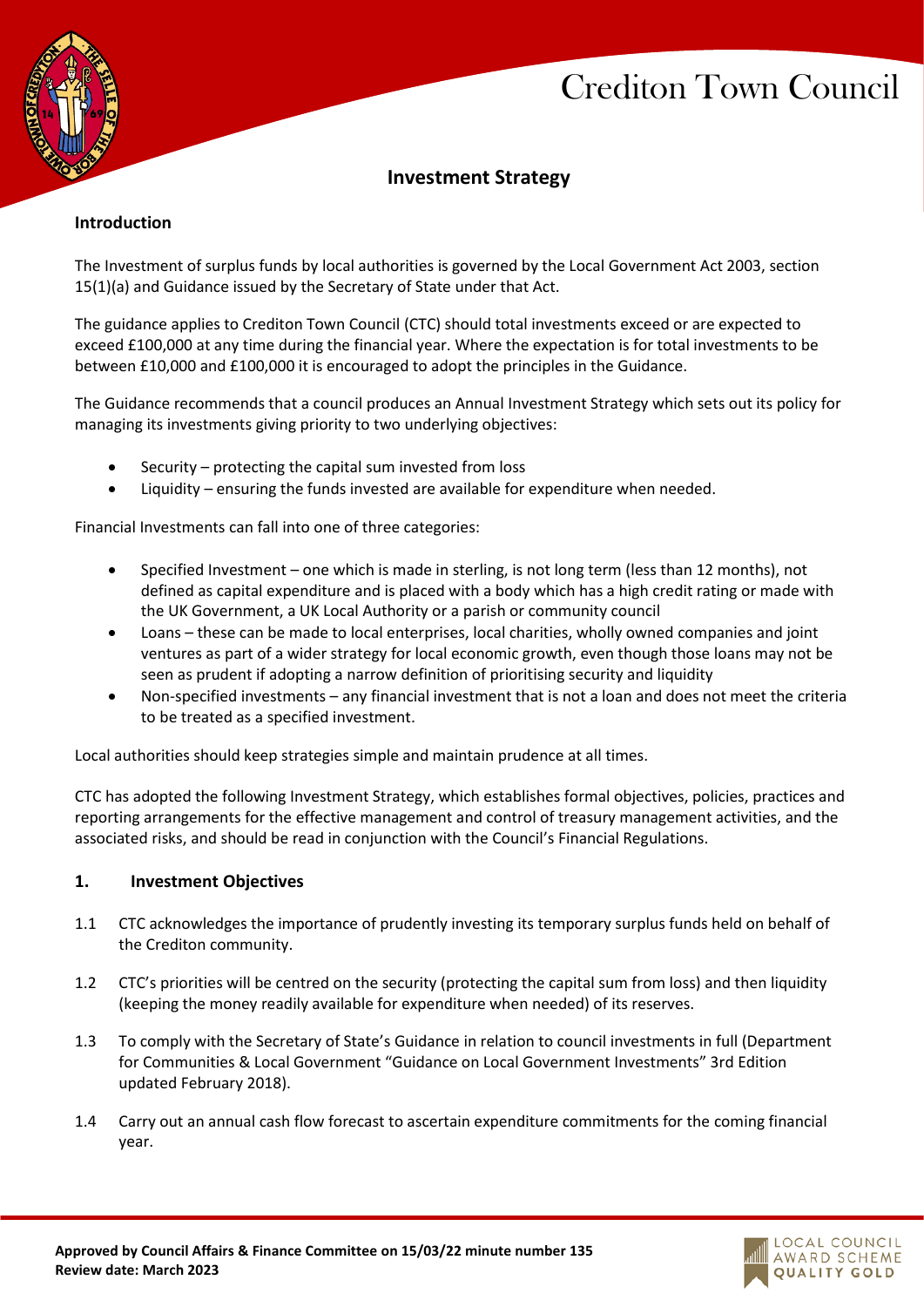# Crediton Town Council

## Investment Strategy

### Introduction

The Investment of surplus funds by local authorities is governed by the Local Government Act 2003, section 15(1)(a) and Guidance issued by the Secretary of State under that Act.

The guidance applies to Crediton Town Council (CTC) should total investments exceed or are expected to exceed £100,000 at any time during the financial year. Where the expectation is for total investments to be between £10,000 and £100,000 it is encouraged to adopt the principles in the Guidance.

The Guidance recommends that a council produces an Annual Investment Strategy which sets out its policy for managing its investments giving priority to two underlying objectives:

- Security – protecting the capital sum invested from loss
- Liquidity – ensuring the funds invested are available for expenditure when needed.

Financial Investments can fall into one of three categories:

- Specified Investment – one which is made in sterling, is not long term (less than 12 months), not defined as capital expenditure and is placed with a body which has a high credit rating or made with the UK Government, a UK Local Authority or a parish or community council
- Loans – these can be made to local enterprises, local charities, wholly owned companies and joint ventures as part of a wider strategy for local economic growth, even though those loans may not be seen as prudent if adopting a narrow definition of prioritising security and liquidity
- Non-specified investments – any financial investment that is not a loan and does not meet the criteria to be treated as a specified investment.

Local authorities should keep strategies simple and maintain prudence at all times.

CTC has adopted the following Investment Strategy, which establishes formal objectives, policies, practices and reporting arrangements for the effective management and control of treasury management activities, and the associated risks, and should be read in conjunction with the Council's Financial Regulations.

### 1. Investment Objectives

1.1 CTC acknowledges the importance of prudently investing its temporary surplus funds held on behalf of the Crediton community.

1.2 CTC's priorities will be centred on the security (protecting the capital sum from loss) and then liquidity (keeping the money readily available for expenditure when needed) of its reserves.

1.3 To comply with the Secretary of State's Guidance in relation to council investments in full (Department for Communities & Local Government "Guidance on Local Government Investments" 3rd Edition updated February 2018).

1.4 Carry out an annual cash flow forecast to ascertain expenditure commitments for the coming financial year.

**Approved by Council Affairs & Finance Committee on 15/03/22 minute number 135**
**Review date: March 2023**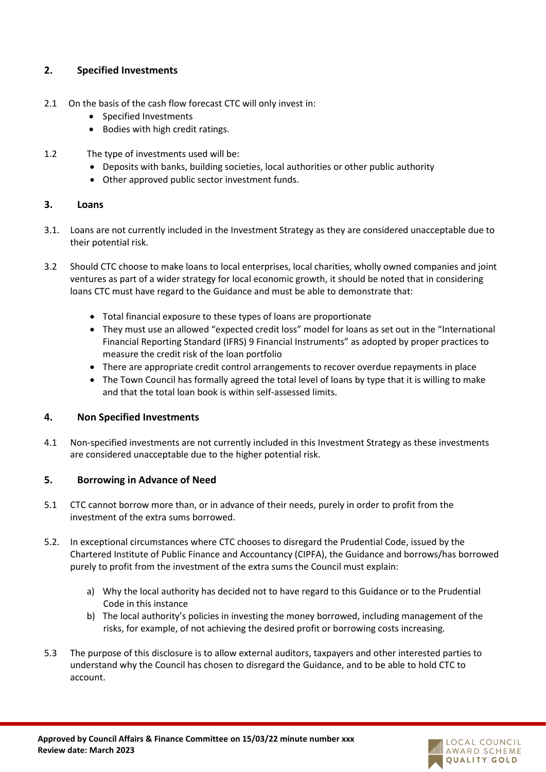## 2. Specified Investments

2.1 On the basis of the cash flow forecast CTC will only invest in:

- Specified Investments
- Bodies with high credit ratings.

1.2 The type of investments used will be:

- Deposits with banks, building societies, local authorities or other public authority
- Other approved public sector investment funds.

## 3. Loans

3.1. Loans are not currently included in the Investment Strategy as they are considered unacceptable due to their potential risk.

3.2 Should CTC choose to make loans to local enterprises, local charities, wholly owned companies and joint ventures as part of a wider strategy for local economic growth, it should be noted that in considering loans CTC must have regard to the Guidance and must be able to demonstrate that:

- Total financial exposure to these types of loans are proportionate
- They must use an allowed "expected credit loss" model for loans as set out in the "International Financial Reporting Standard (IFRS) 9 Financial Instruments" as adopted by proper practices to measure the credit risk of the loan portfolio
- There are appropriate credit control arrangements to recover overdue repayments in place
- The Town Council has formally agreed the total level of loans by type that it is willing to make and that the total loan book is within self-assessed limits.

## 4. Non Specified Investments

4.1 Non-specified investments are not currently included in this Investment Strategy as these investments are considered unacceptable due to the higher potential risk.

## 5. Borrowing in Advance of Need

5.1 CTC cannot borrow more than, or in advance of their needs, purely in order to profit from the investment of the extra sums borrowed.

5.2. In exceptional circumstances where CTC chooses to disregard the Prudential Code, issued by the Chartered Institute of Public Finance and Accountancy (CIPFA), the Guidance and borrows/has borrowed purely to profit from the investment of the extra sums the Council must explain:

a) Why the local authority has decided not to have regard to this Guidance or to the Prudential Code in this instance
b) The local authority's policies in investing the money borrowed, including management of the risks, for example, of not achieving the desired profit or borrowing costs increasing.

5.3 The purpose of this disclosure is to allow external auditors, taxpayers and other interested parties to understand why the Council has chosen to disregard the Guidance, and to be able to hold CTC to account.

**Approved by Council Affairs & Finance Committee on 15/03/22 minute number xxx**
**Review date: March 2023**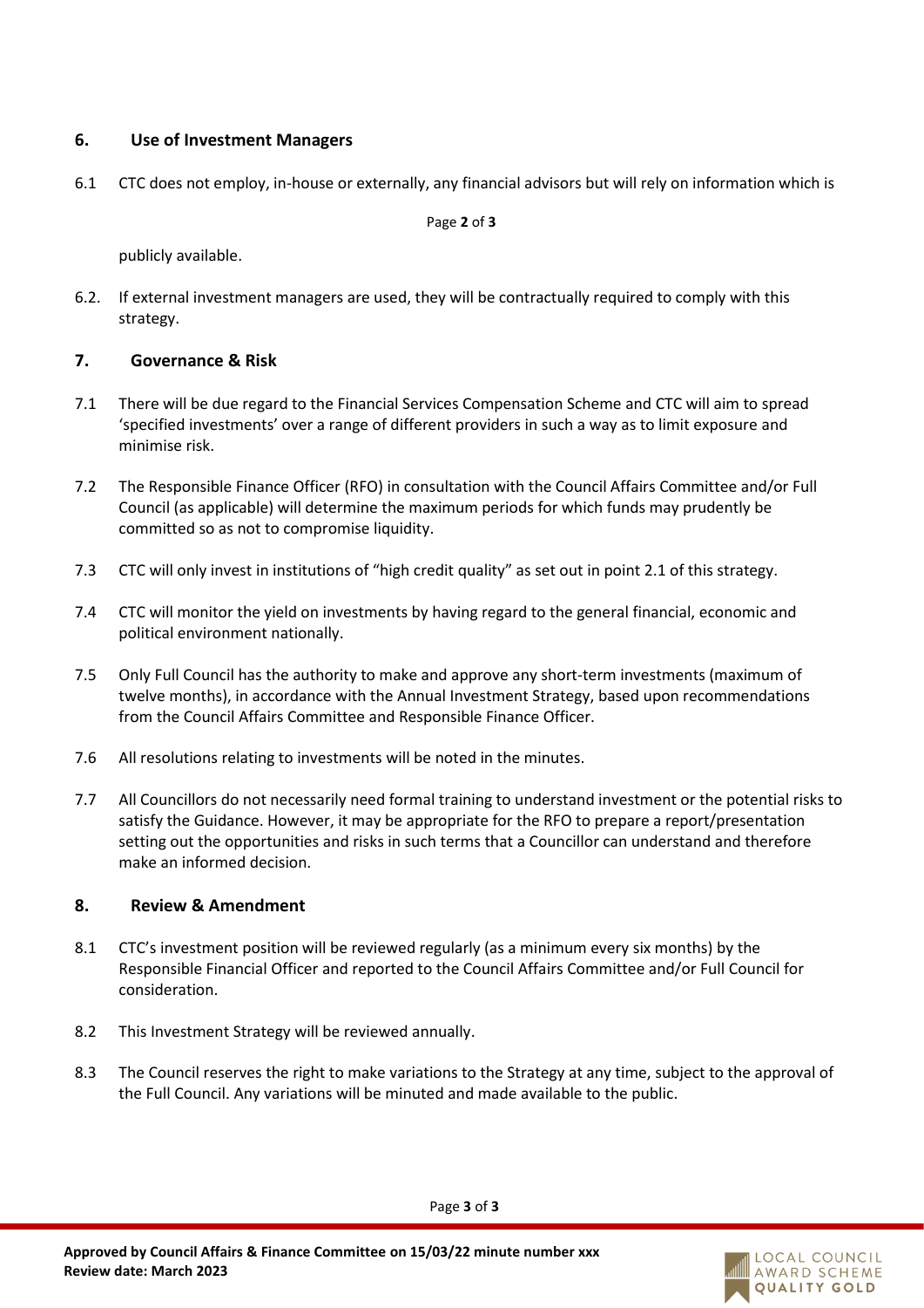## 6. Use of Investment Managers

6.1 CTC does not employ, in-house or externally, any financial advisors but will rely on information which is publicly available.

6.2. If external investment managers are used, they will be contractually required to comply with this strategy.

## 7. Governance & Risk

7.1 There will be due regard to the Financial Services Compensation Scheme and CTC will aim to spread 'specified investments' over a range of different providers in such a way as to limit exposure and minimise risk.

7.2 The Responsible Finance Officer (RFO) in consultation with the Council Affairs Committee and/or Full Council (as applicable) will determine the maximum periods for which funds may prudently be committed so as not to compromise liquidity.

7.3 CTC will only invest in institutions of "high credit quality" as set out in point 2.1 of this strategy.

7.4 CTC will monitor the yield on investments by having regard to the general financial, economic and political environment nationally.

7.5 Only Full Council has the authority to make and approve any short-term investments (maximum of twelve months), in accordance with the Annual Investment Strategy, based upon recommendations from the Council Affairs Committee and Responsible Finance Officer.

7.6 All resolutions relating to investments will be noted in the minutes.

7.7 All Councillors do not necessarily need formal training to understand investment or the potential risks to satisfy the Guidance. However, it may be appropriate for the RFO to prepare a report/presentation setting out the opportunities and risks in such terms that a Councillor can understand and therefore make an informed decision.

## 8. Review & Amendment

8.1 CTC's investment position will be reviewed regularly (as a minimum every six months) by the Responsible Financial Officer and reported to the Council Affairs Committee and/or Full Council for consideration.

8.2 This Investment Strategy will be reviewed annually.

8.3 The Council reserves the right to make variations to the Strategy at any time, subject to the approval of the Full Council. Any variations will be minuted and made available to the public.

**Approved by Council Affairs & Finance Committee on 15/03/22 minute number xxx**
**Review date: March 2023**

LOCAL COUNCIL AWARD SCHEME QUALITY GOLD